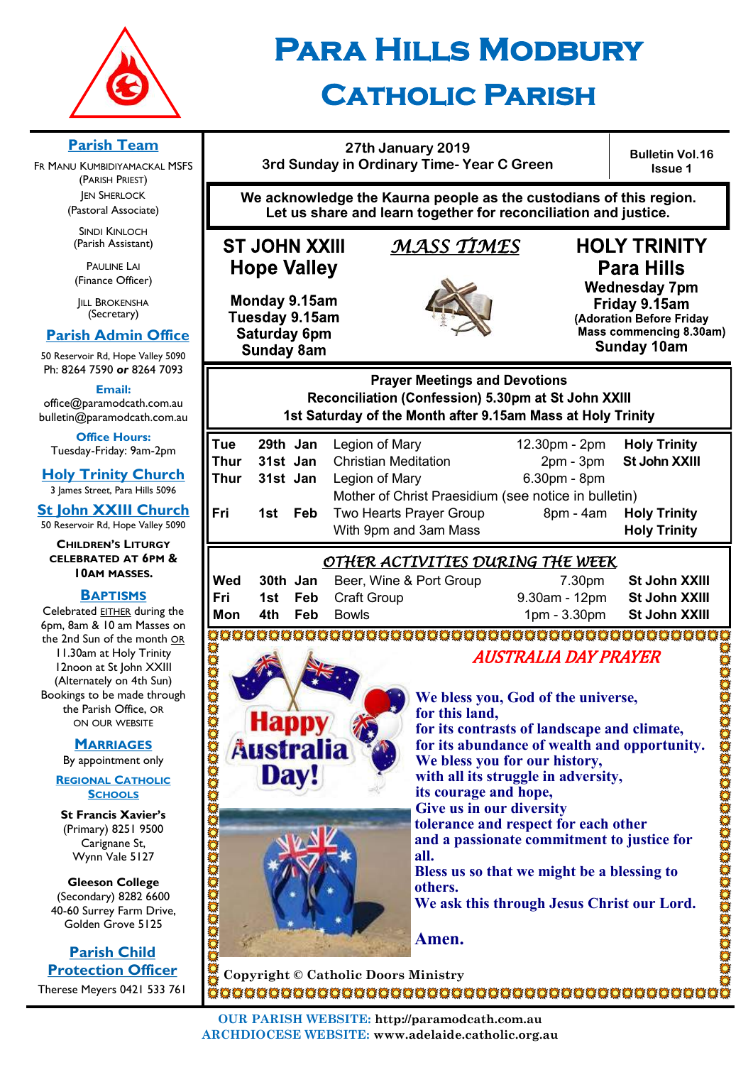# Para Hills Modbury Catholic Parish

## Parish Team

Fr Manu Kumbidiyamackal MSFS
(Parish Priest)
Jen Sherlock
(Pastoral Associate)

Sindi Kinloch
(Parish Assistant)

Pauline Lai
(Finance Officer)

Jill Brokensha
(Secretary)

## Parish Admin Office

50 Reservoir Rd, Hope Valley 5090
Ph: 8264 7590 **or** 8264 7093

**Email:**
office@paramodcath.com.au
bulletin@paramodcath.com.au

**Office Hours:**
Tuesday-Friday: 9am-2pm

## Holy Trinity Church

3 James Street, Para Hills 5096

## St John XXIII Church

50 Reservoir Rd, Hope Valley 5090

**Children's Liturgy celebrated at 6pm & 10am masses.**

## Baptisms

Celebrated EITHER during the 6pm, 8am & 10 am Masses on the 2nd Sunday of the month OR 11.30am at Holy Trinity 12noon at St John XXIII (Alternately on 4th Sun) Bookings to be made through the Parish Office, OR on our website

## Marriages

By appointment only

## Regional Catholic Schools

**St Francis Xavier's**
(Primary) 8251 9500
Carignane St,
Wynn Vale 5127

**Gleeson College**
(Secondary) 8282 6600
40-60 Surrey Farm Drive,
Golden Grove 5125

## Parish Child Protection Officer

Therese Meyers 0421 533 761

---

**27th January 2019**
**3rd Sunday in Ordinary Time- Year C Green**

**Bulletin Vol.16 Issue 1**

**We acknowledge the Kaurna people as the custodians of this region. Let us share and learn together for reconciliation and justice.**

## *MASS TIMES*

**ST JOHN XXIII Hope Valley**
Monday 9.15am
Tuesday 9.15am
Saturday 6pm
Sunday 8am

**HOLY TRINITY Para Hills**
Wednesday 7pm
Friday 9.15am
(Adoration Before Friday Mass commencing 8.30am)
Sunday 10am

**Prayer Meetings and Devotions**
**Reconciliation (Confession) 5.30pm at St John XXIII**
**1st Saturday of the Month after 9.15am Mass at Holy Trinity**

| | | | | | |
|---|---|---|---|---|---|
| Tue | 29th | Jan | Legion of Mary | 12.30pm - 2pm | Holy Trinity |
| Thur | 31st | Jan | Christian Meditation | 2pm - 3pm | St John XXIII |
| Thur | 31st | Jan | Legion of Mary | 6.30pm - 8pm | |
| | | | Mother of Christ Praesidium (see notice in bulletin) | | |
| Fri | 1st | Feb | Two Hearts Prayer Group | 8pm - 4am | Holy Trinity |
| | | | With 9pm and 3am Mass | | Holy Trinity |

## *OTHER ACTIVITIES DURING THE WEEK*

| | | | | | |
|---|---|---|---|---|---|
| Wed | 30th | Jan | Beer, Wine & Port Group | 7.30pm | St John XXIII |
| Fri | 1st | Feb | Craft Group | 9.30am - 12pm | St John XXIII |
| Mon | 4th | Feb | Bowls | 1pm - 3.30pm | St John XXIII |

## *AUSTRALIA DAY PRAYER*

Happy Australia Day!

**We bless you, God of the universe,
for this land,
for its contrasts of landscape and climate,
for its abundance of wealth and opportunity.
We bless you for our history,
with all its struggle in adversity,
its courage and hope,
Give us in our diversity
tolerance and respect for each other
and a passionate commitment to justice for all.
Bless us so that we might be a blessing to others.
We ask this through Jesus Christ our Lord.**

**Amen.**

Copyright © Catholic Doors Ministry

**OUR PARISH WEBSITE: http://paramodcath.com.au**
**ARCHDIOCESE WEBSITE: www.adelaide.catholic.org.au**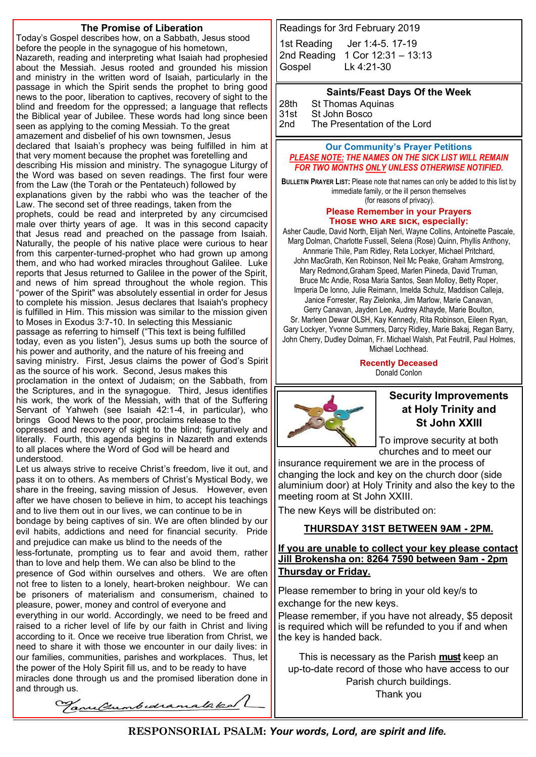## The Promise of Liberation

Today's Gospel describes how, on a Sabbath, Jesus stood before the people in the synagogue of his hometown, Nazareth, reading and interpreting what Isaiah had prophesied about the Messiah. Jesus rooted and grounded his mission and ministry in the written word of Isaiah, particularly in the passage in which the Spirit sends the prophet to bring good news to the poor, liberation to captives, recovery of sight to the blind and freedom for the oppressed; a language that reflects the Biblical year of Jubilee. These words had long since been seen as applying to the coming Messiah. To the great amazement and disbelief of his own townsmen, Jesus declared that Isaiah's prophecy was being fulfilled in him at that very moment because the prophet was foretelling and describing His mission and ministry. The synagogue Liturgy of the Word was based on seven readings. The first four were from the Law (the Torah or the Pentateuch) followed by explanations given by the rabbi who was the teacher of the Law. The second set of three readings, taken from the prophets, could be read and interpreted by any circumcised male over thirty years of age. It was in this second capacity that Jesus read and preached on the passage from Isaiah. Naturally, the people of his native place were curious to hear from this carpenter-turned-prophet who had grown up among them, and who had worked miracles throughout Galilee. Luke reports that Jesus returned to Galilee in the power of the Spirit, and news of him spread throughout the whole region. This "power of the Spirit" was absolutely essential in order for Jesus to complete his mission. Jesus declares that Isaiah's prophecy is fulfilled in Him. This mission was similar to the mission given to Moses in Exodus 3:7-10. In selecting this Messianic passage as referring to himself ("This text is being fulfilled today, even as you listen"), Jesus sums up both the source of his power and authority, and the nature of his freeing and saving ministry. First, Jesus claims the power of God's Spirit as the source of his work. Second, Jesus makes this proclamation in the ontext of Judaism; on the Sabbath, from the Scriptures, and in the synagogue. Third, Jesus identifies his work, the work of the Messiah, with that of the Suffering Servant of Yahweh (see Isaiah 42:1-4, in particular), who brings Good News to the poor, proclaims release to the oppressed and recovery of sight to the blind; figuratively and literally. Fourth, this agenda begins in Nazareth and extends to all places where the Word of God will be heard and understood.

Let us always strive to receive Christ's freedom, live it out, and pass it on to others. As members of Christ's Mystical Body, we share in the freeing, saving mission of Jesus. However, even after we have chosen to believe in him, to accept his teachings and to live them out in our lives, we can continue to be in bondage by being captives of sin. We are often blinded by our evil habits, addictions and need for financial security. Pride and prejudice can make us blind to the needs of the less-fortunate, prompting us to fear and avoid them, rather than to love and help them. We can also be blind to the presence of God within ourselves and others. We are often not free to listen to a lonely, heart-broken neighbour. We can be prisoners of materialism and consumerism, chained to pleasure, power, money and control of everyone and everything in our world. Accordingly, we need to be freed and raised to a richer level of life by our faith in Christ and living according to it. Once we receive true liberation from Christ, we need to share it with those we encounter in our daily lives: in our families, communities, parishes and workplaces. Thus, let the power of the Holy Spirit fill us, and to be ready to have miracles done through us and the promised liberation done in and through us.

*Kanu Gumbidramalaka*

---

**Readings for 3rd February 2019**

| | |
|---|---|
| 1st Reading | Jer 1:4-5. 17-19 |
| 2nd Reading | 1 Cor 12:31 – 13:13 |
| Gospel | Lk 4:21-30 |

### Saints/Feast Days Of the Week

| | |
|---|---|
| 28th | St Thomas Aquinas |
| 31st | St John Bosco |
| 2nd | The Presentation of the Lord |

### Our Community's Prayer Petitions

***PLEASE NOTE: THE NAMES ON THE SICK LIST WILL REMAIN FOR TWO MONTHS ONLY UNLESS OTHERWISE NOTIFIED.***

**BULLETIN PRAYER LIST:** Please note that names can only be added to this list by immediate family, or the ill person themselves (for reasons of privacy).

**Please Remember in your Prayers**
**THOSE WHO ARE SICK, especially:**

Asher Caudle, David North, Elijah Neri, Wayne Collins, Antoinette Pascale, Marg Dolman, Charlotte Fussell, Selena (Rose) Quinn, Phyllis Anthony, Annmarie Thile, Pam Ridley, Reta Lockyer, Michael Pritchard, John MacGrath, Ken Robinson, Neil Mc Peake, Graham Armstrong, Mary Redmond,Graham Speed, Marlen Piineda, David Truman, Bruce Mc Andie, Rosa Maria Santos, Sean Molloy, Betty Roper, Imperia De Ionno, Julie Reimann, Imelda Schulz, Maddison Calleja, Janice Forrester, Ray Zielonka, Jim Marlow, Marie Canavan, Gerry Canavan, Jayden Lee, Audrey Athayde, Marie Boulton, Sr. Marleen Dewar OLSH, Kay Kennedy, Rita Robinson, Eileen Ryan, Gary Lockyer, Yvonne Summers, Darcy Ridley, Marie Bakaj, Regan Barry, John Cherry, Dudley Dolman, Fr. Michael Walsh, Pat Feutrill, Paul Holmes, Michael Lochhead.

**Recently Deceased**
Donald Conlon

## Security Improvements at Holy Trinity and St John XXIII

To improve security at both churches and to meet our insurance requirement we are in the process of changing the lock and key on the church door (side aluminium door) at Holy Trinity and also the key to the meeting room at St John XXIII.

The new Keys will be distributed on:

**THURSDAY 31ST BETWEEN 9AM - 2PM.**

**If you are unable to collect your key please contact Jill Brokensha on: 8264 7590 between 9am - 2pm Thursday or Friday.**

Please remember to bring in your old key/s to exchange for the new keys.

Please remember, if you have not already, $5 deposit is required which will be refunded to you if and when the key is handed back.

This is necessary as the Parish **must** keep an up-to-date record of those who have access to our Parish church buildings.

Thank you

---

**RESPONSORIAL PSALM:** ***Your words, Lord, are spirit and life.***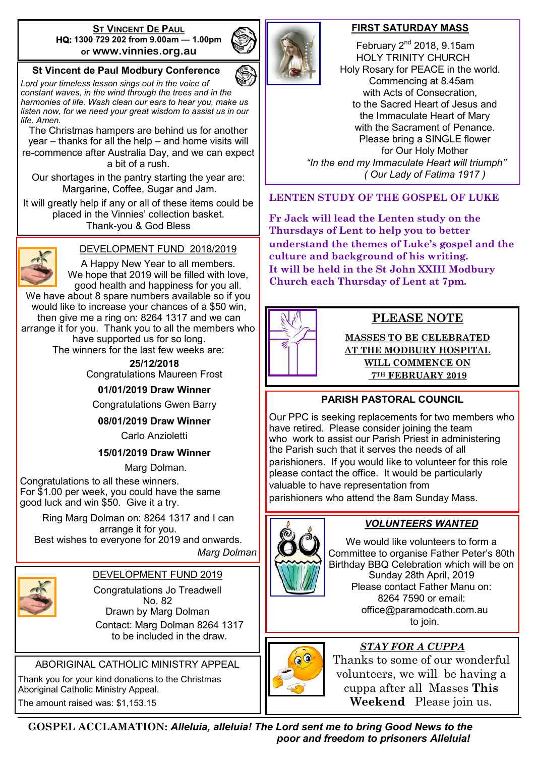## St Vincent De Paul

**HQ: 1300 729 202 from 9.00am — 1.00pm or www.vinnies.org.au**

### St Vincent de Paul Modbury Conference

*Lord your timeless lesson sings out in the voice of constant waves, in the wind through the trees and in the harmonies of life. Wash clean our ears to hear you, make us listen now, for we need your great wisdom to assist us in our life. Amen.*

The Christmas hampers are behind us for another year – thanks for all the help – and home visits will re-commence after Australia Day, and we can expect a bit of a rush.

Our shortages in the pantry starting the year are: Margarine, Coffee, Sugar and Jam.

It will greatly help if any or all of these items could be placed in the Vinnies' collection basket.

Thank-you & God Bless

### DEVELOPMENT FUND 2018/2019

A Happy New Year to all members. We hope that 2019 will be filled with love, good health and happiness for you all.

We have about 8 spare numbers available so if you would like to increase your chances of a $50 win, then give me a ring on: 8264 1317 and we can arrange it for you. Thank you to all the members who have supported us for so long.

The winners for the last few weeks are:

**25/12/2018**
Congratulations Maureen Frost

**01/01/2019 Draw Winner**
Congratulations Gwen Barry

**08/01/2019 Draw Winner**
Carlo Anzioletti

**15/01/2019 Draw Winner**
Marg Dolman.

Congratulations to all these winners.
For $1.00 per week, you could have the same good luck and win $50. Give it a try.

Ring Marg Dolman on: 8264 1317 and I can arrange it for you.
Best wishes to everyone for 2019 and onwards.

*Marg Dolman*

### DEVELOPMENT FUND 2019

Congratulations Jo Treadwell
No. 82
Drawn by Marg Dolman
Contact: Marg Dolman 8264 1317 to be included in the draw.

### ABORIGINAL CATHOLIC MINISTRY APPEAL

Thank you for your kind donations to the Christmas Aboriginal Catholic Ministry Appeal.

The amount raised was: $1,153.15

### FIRST SATURDAY MASS

February 2nd 2018, 9.15am
HOLY TRINITY CHURCH
Holy Rosary for PEACE in the world.
Commencing at 8.45am
with Acts of Consecration,
to the Sacred Heart of Jesus and the Immaculate Heart of Mary
with the Sacrament of Penance.
Please bring a SINGLE flower for Our Holy Mother

*"In the end my Immaculate Heart will triumph" ( Our Lady of Fatima 1917 )*

### LENTEN STUDY OF THE GOSPEL OF LUKE

**Fr Jack will lead the Lenten study on the Thursdays of Lent to help you to better understand the themes of Luke's gospel and the culture and background of his writing.**
**It will be held in the St John XXIII Modbury Church each Thursday of Lent at 7pm.**

### PLEASE NOTE

**MASSES TO BE CELEBRATED AT THE MODBURY HOSPITAL WILL COMMENCE ON 7TH FEBRUARY 2019**

### PARISH PASTORAL COUNCIL

Our PPC is seeking replacements for two members who have retired. Please consider joining the team who work to assist our Parish Priest in administering the Parish such that it serves the needs of all parishioners. If you would like to volunteer for this role please contact the office. It would be particularly valuable to have representation from parishioners who attend the 8am Sunday Mass.

### *VOLUNTEERS WANTED*

We would like volunteers to form a Committee to organise Father Peter's 80th Birthday BBQ Celebration which will be on Sunday 28th April, 2019
Please contact Father Manu on: 8264 7590 or email: office@paramodcath.com.au to join.

### *STAY FOR A CUPPA*

Thanks to some of our wonderful volunteers, we will be having a cuppa after all Masses **This Weekend** Please join us.

---

**GOSPEL ACCLAMATION:** ***Alleluia, alleluia! The Lord sent me to bring Good News to the poor and freedom to prisoners Alleluia!***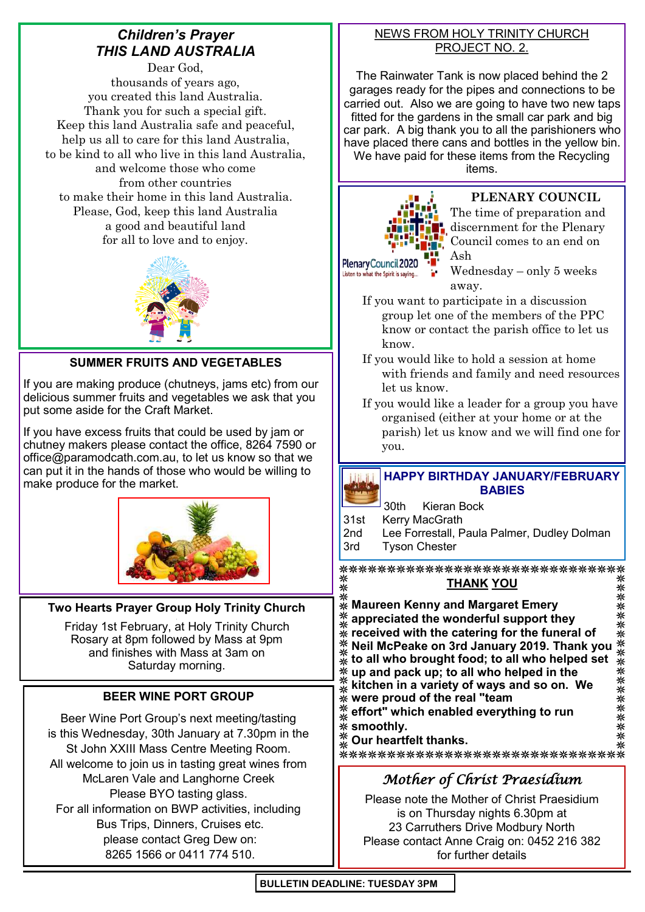## *Children's Prayer*
## *THIS LAND AUSTRALIA*

Dear God,
thousands of years ago,
you created this land Australia.
Thank you for such a special gift.
Keep this land Australia safe and peaceful,
help us all to care for this land Australia,
to be kind to all who live in this land Australia,
and welcome those who come
from other countries
to make their home in this land Australia.
Please, God, keep this land Australia
a good and beautiful land
for all to love and to enjoy.

### SUMMER FRUITS AND VEGETABLES

If you are making produce (chutneys, jams etc) from our delicious summer fruits and vegetables we ask that you put some aside for the Craft Market.

If you have excess fruits that could be used by jam or chutney makers please contact the office, 8264 7590 or office@paramodcath.com.au, to let us know so that we can put it in the hands of those who would be willing to make produce for the market.

### Two Hearts Prayer Group Holy Trinity Church

Friday 1st February, at Holy Trinity Church
Rosary at 8pm followed by Mass at 9pm
and finishes with Mass at 3am on
Saturday morning.

### BEER WINE PORT GROUP

Beer Wine Port Group's next meeting/tasting is this Wednesday, 30th January at 7.30pm in the St John XXIII Mass Centre Meeting Room.
All welcome to join us in tasting great wines from McLaren Vale and Langhorne Creek
Please BYO tasting glass.
For all information on BWP activities, including Bus Trips, Dinners, Cruises etc.
please contact Greg Dew on:
8265 1566 or 0411 774 510.

### NEWS FROM HOLY TRINITY CHURCH PROJECT NO. 2.

The Rainwater Tank is now placed behind the 2 garages ready for the pipes and connections to be carried out. Also we are going to have two new taps fitted for the gardens in the small car park and big car park. A big thank you to all the parishioners who have placed there cans and bottles in the yellow bin. We have paid for these items from the Recycling items.

### PLENARY COUNCIL

PlenaryCouncil2020
Listen to what the Spirit is saying...

The time of preparation and discernment for the Plenary Council comes to an end on Ash Wednesday – only 5 weeks away.

If you want to participate in a discussion group let one of the members of the PPC know or contact the parish office to let us know.

If you would like to hold a session at home with friends and family and need resources let us know.

If you would like a leader for a group you have organised (either at your home or at the parish) let us know and we will find one for you.

### HAPPY BIRTHDAY JANUARY/FEBRUARY BABIES

| | |
|---|---|
| 30th | Kieran Bock |
| 31st | Kerry MacGrath |
| 2nd | Lee Forrestall, Paula Palmer, Dudley Dolman |
| 3rd | Tyson Chester |

### THANK YOU

**Maureen Kenny and Margaret Emery appreciated the wonderful support they received with the catering for the funeral of Neil McPeake on 3rd January 2019. Thank you to all who brought food; to all who helped set up and pack up; to all who helped in the kitchen in a variety of ways and so on. We were proud of the real "team effort" which enabled everything to run smoothly.**
**Our heartfelt thanks.**

### *Mother of Christ Praesidium*

Please note the Mother of Christ Praesidium
is on Thursday nights 6.30pm at
23 Carruthers Drive Modbury North
Please contact Anne Craig on: 0452 216 382
for further details

**BULLETIN DEADLINE: TUESDAY 3PM**